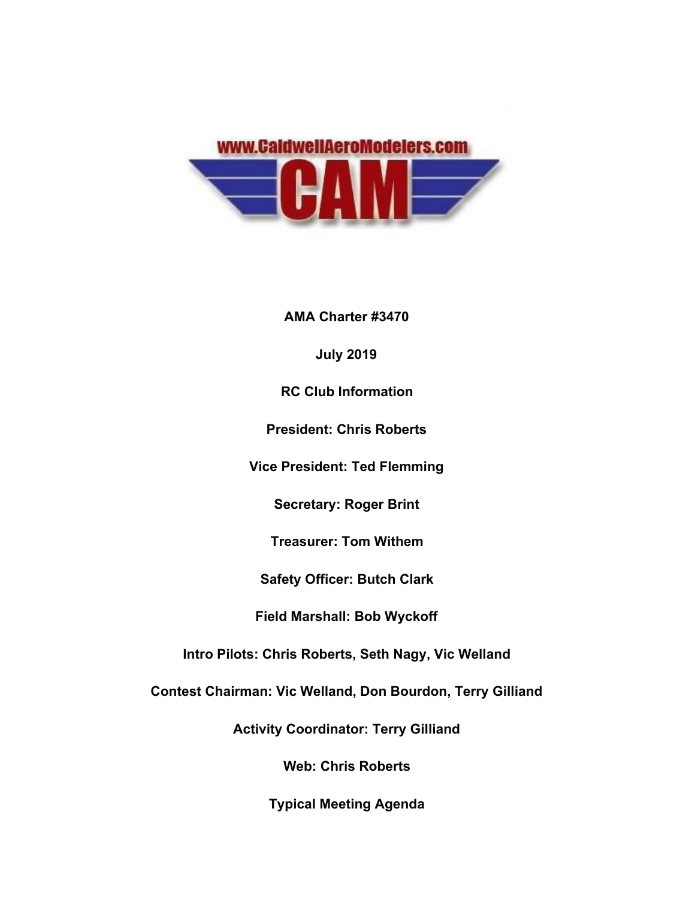www.CaldwellAeroModelers.com

CAM

**AMA Charter #3470**

**July 2019**

**RC Club Information**

**President: Chris Roberts**

**Vice President: Ted Flemming**

**Secretary: Roger Brint**

**Treasurer: Tom Withem**

**Safety Officer: Butch Clark**

**Field Marshall: Bob Wyckoff**

**Intro Pilots: Chris Roberts, Seth Nagy, Vic Welland**

**Contest Chairman: Vic Welland, Don Bourdon, Terry Gilliand**

**Activity Coordinator: Terry Gilliand**

**Web: Chris Roberts**

**Typical Meeting Agenda**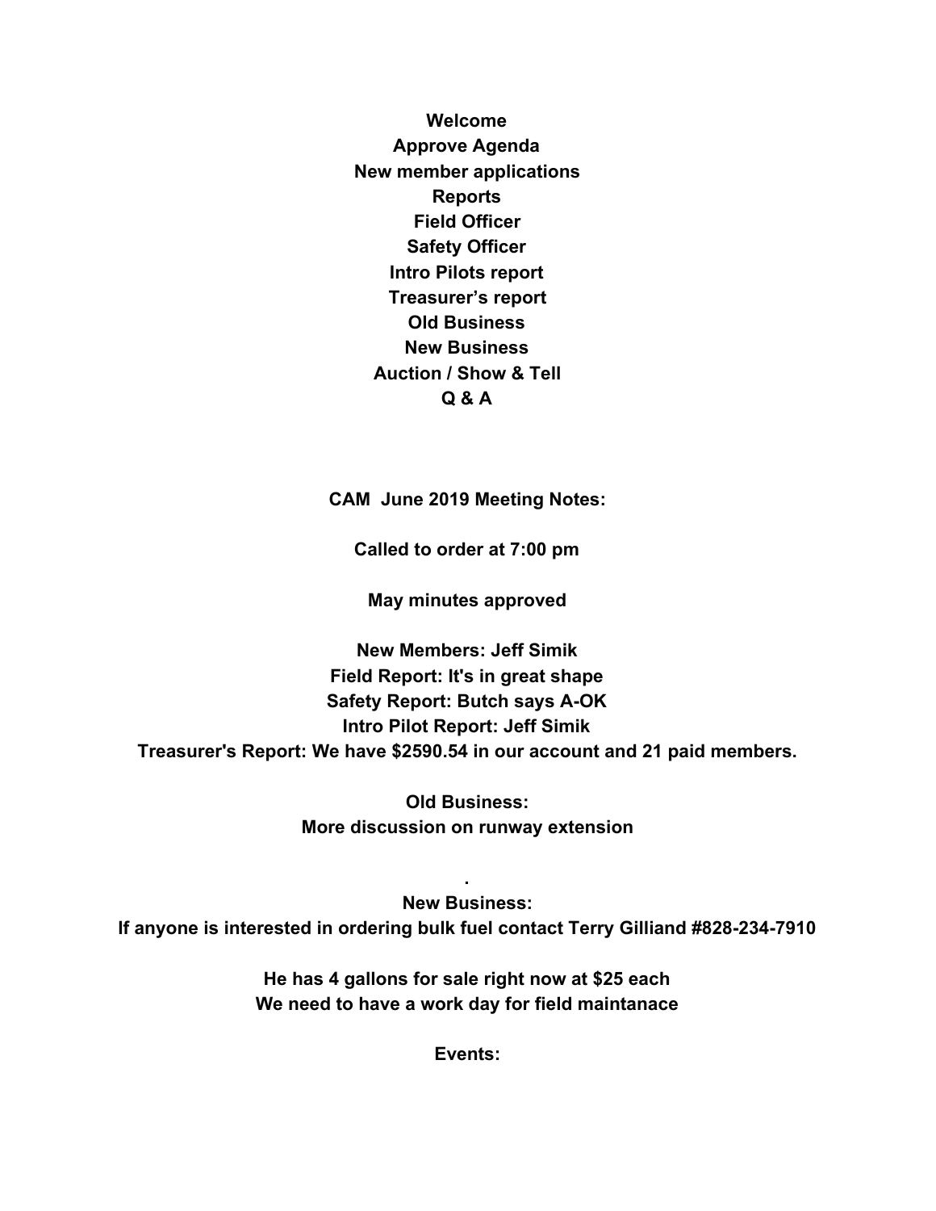**Welcome**
**Approve Agenda**
**New member applications**
**Reports**
**Field Officer**
**Safety Officer**
**Intro Pilots report**
**Treasurer's report**
**Old Business**
**New Business**
**Auction / Show & Tell**
**Q & A**

**CAM June 2019 Meeting Notes:**

**Called to order at 7:00 pm**

**May minutes approved**

**New Members: Jeff Simik**
**Field Report: It's in great shape**
**Safety Report: Butch says A-OK**
**Intro Pilot Report: Jeff Simik**
**Treasurer's Report: We have $2590.54 in our account and 21 paid members.**

**Old Business:**
**More discussion on runway extension**

**.**
**New Business:**
**If anyone is interested in ordering bulk fuel contact Terry Gilliand #828-234-7910**

**He has 4 gallons for sale right now at $25 each**
**We need to have a work day for field maintanace**

**Events:**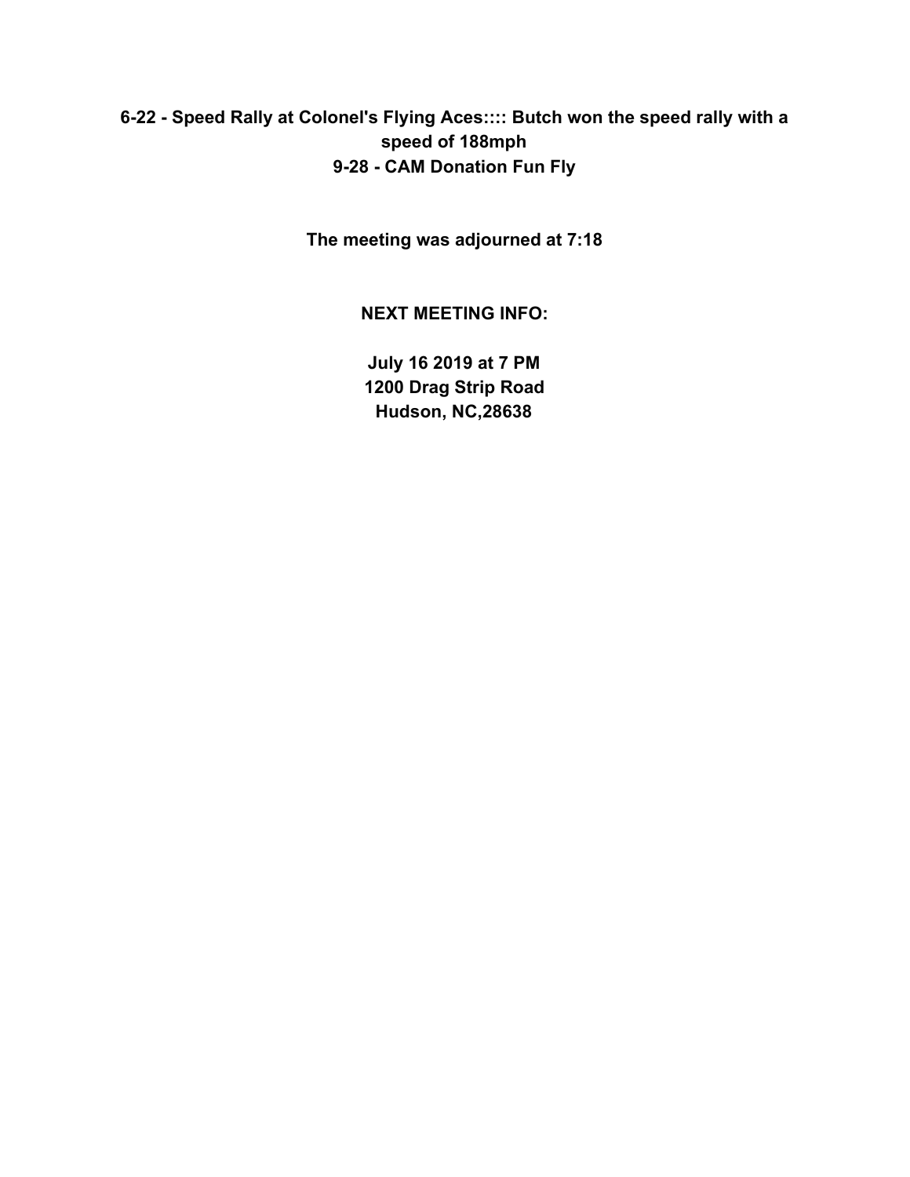**6-22 - Speed Rally at Colonel's Flying Aces:::: Butch won the speed rally with a speed of 188mph**
**9-28 - CAM Donation Fun Fly**

**The meeting was adjourned at 7:18**

**NEXT MEETING INFO:**

**July 16 2019 at 7 PM**
**1200 Drag Strip Road**
**Hudson, NC,28638**